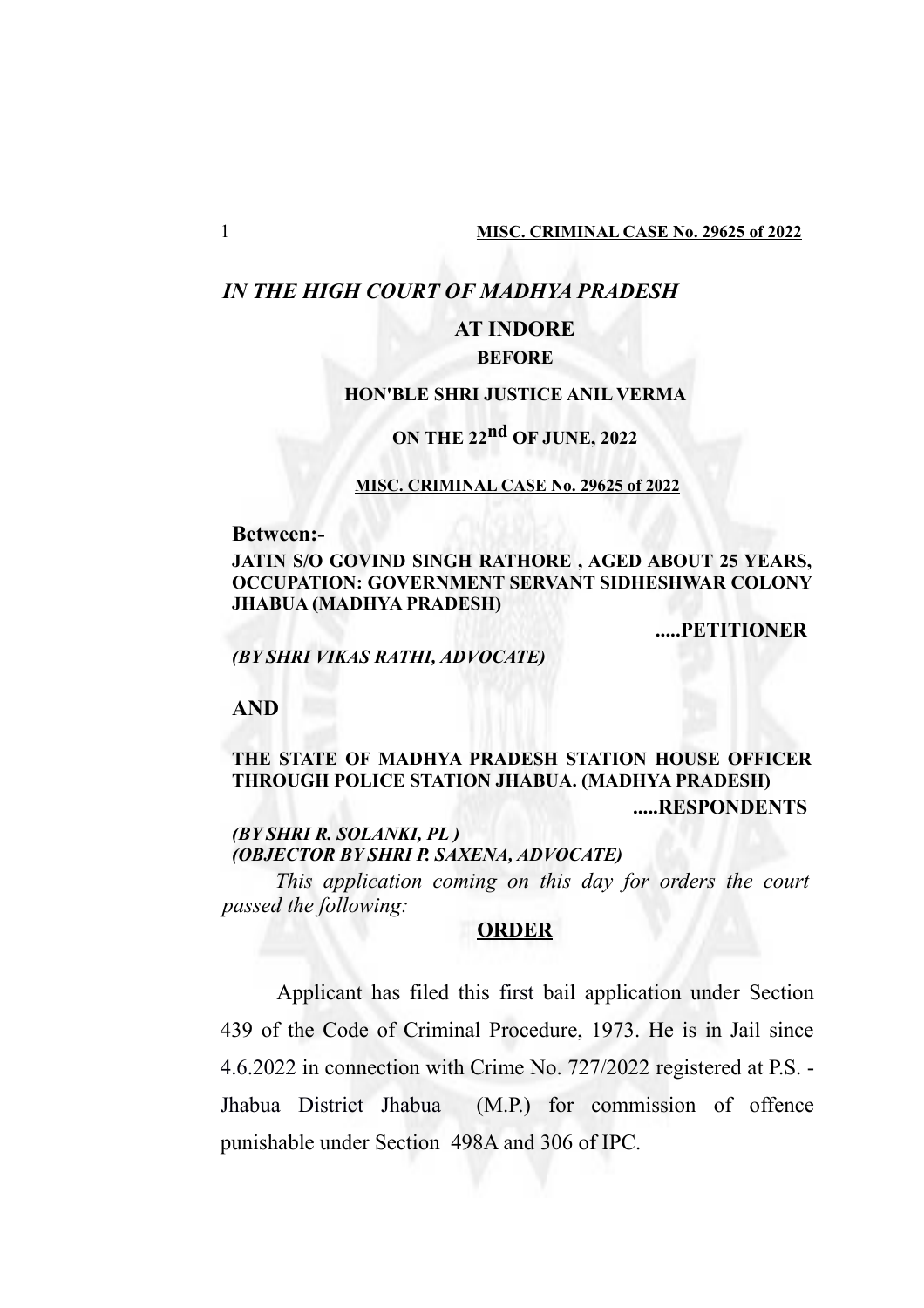# *IN THE HIGH COURT OF MADHYA PRADESH*

## AT INDORE

**BEFORE**

**HON'BLE SHRI JUSTICE ANIL VERMA**

**ON THE 22nd OF JUNE, 2022**

**MISC. CRIMINAL CASE No. 29625 of 2022**

**Between:-**

**JATIN S/O GOVIND SINGH RATHORE , AGED ABOUT 25 YEARS, OCCUPATION: GOVERNMENT SERVANT SIDHESHWAR COLONY JHABUA (MADHYA PRADESH)**

**.....PETITIONER**

*(BY SHRI VIKAS RATHI, ADVOCATE)*

**AND**

**THE STATE OF MADHYA PRADESH STATION HOUSE OFFICER THROUGH POLICE STATION JHABUA. (MADHYA PRADESH)**

**.....RESPONDENTS**

*(BY SHRI R. SOLANKI, PL )*
*(OBJECTOR BY SHRI P. SAXENA, ADVOCATE)*

*This application coming on this day for orders the court passed the following:*

**ORDER**

Applicant has filed this first bail application under Section 439 of the Code of Criminal Procedure, 1973. He is in Jail since 4.6.2022 in connection with Crime No. 727/2022 registered at P.S. - Jhabua District Jhabua (M.P.) for commission of offence punishable under Section 498A and 306 of IPC.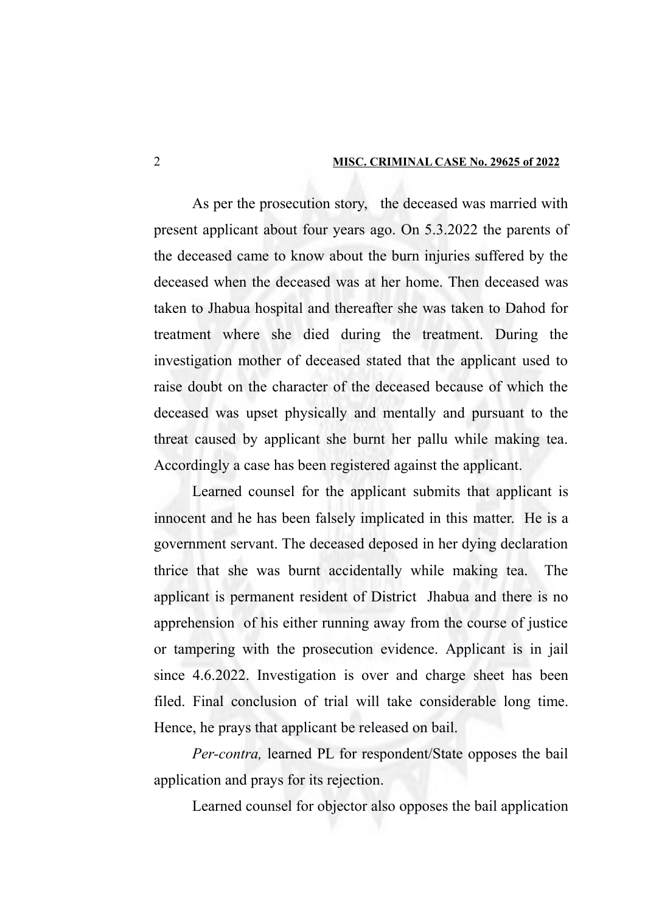As per the prosecution story, the deceased was married with present applicant about four years ago. On 5.3.2022 the parents of the deceased came to know about the burn injuries suffered by the deceased when the deceased was at her home. Then deceased was taken to Jhabua hospital and thereafter she was taken to Dahod for treatment where she died during the treatment. During the investigation mother of deceased stated that the applicant used to raise doubt on the character of the deceased because of which the deceased was upset physically and mentally and pursuant to the threat caused by applicant she burnt her pallu while making tea. Accordingly a case has been registered against the applicant.

Learned counsel for the applicant submits that applicant is innocent and he has been falsely implicated in this matter. He is a government servant. The deceased deposed in her dying declaration thrice that she was burnt accidentally while making tea. The applicant is permanent resident of District Jhabua and there is no apprehension of his either running away from the course of justice or tampering with the prosecution evidence. Applicant is in jail since 4.6.2022. Investigation is over and charge sheet has been filed. Final conclusion of trial will take considerable long time. Hence, he prays that applicant be released on bail.

*Per-contra,* learned PL for respondent/State opposes the bail application and prays for its rejection.

Learned counsel for objector also opposes the bail application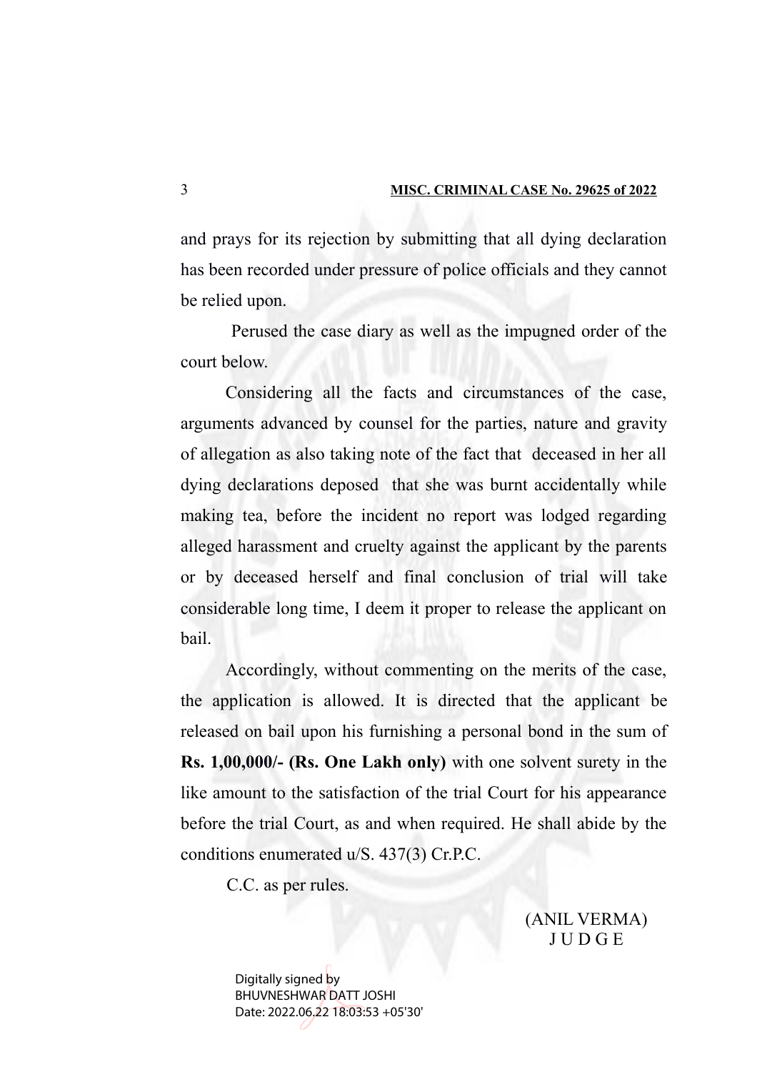and prays for its rejection by submitting that all dying declaration has been recorded under pressure of police officials and they cannot be relied upon.

Perused the case diary as well as the impugned order of the court below.

Considering all the facts and circumstances of the case, arguments advanced by counsel for the parties, nature and gravity of allegation as also taking note of the fact that deceased in her all dying declarations deposed that she was burnt accidentally while making tea, before the incident no report was lodged regarding alleged harassment and cruelty against the applicant by the parents or by deceased herself and final conclusion of trial will take considerable long time, I deem it proper to release the applicant on bail.

Accordingly, without commenting on the merits of the case, the application is allowed. It is directed that the applicant be released on bail upon his furnishing a personal bond in the sum of **Rs. 1,00,000/- (Rs. One Lakh only)** with one solvent surety in the like amount to the satisfaction of the trial Court for his appearance before the trial Court, as and when required. He shall abide by the conditions enumerated u/S. 437(3) Cr.P.C.

C.C. as per rules.

(ANIL VERMA)
JUDGE

Digitally signed by BHUVNESHWAR DATT JOSHI
Date: 2022.06.22 18:03:53 +05'30'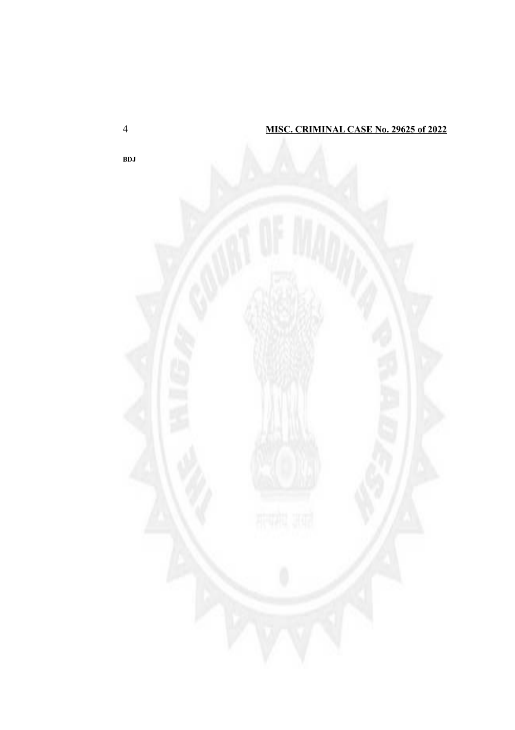**BDJ**